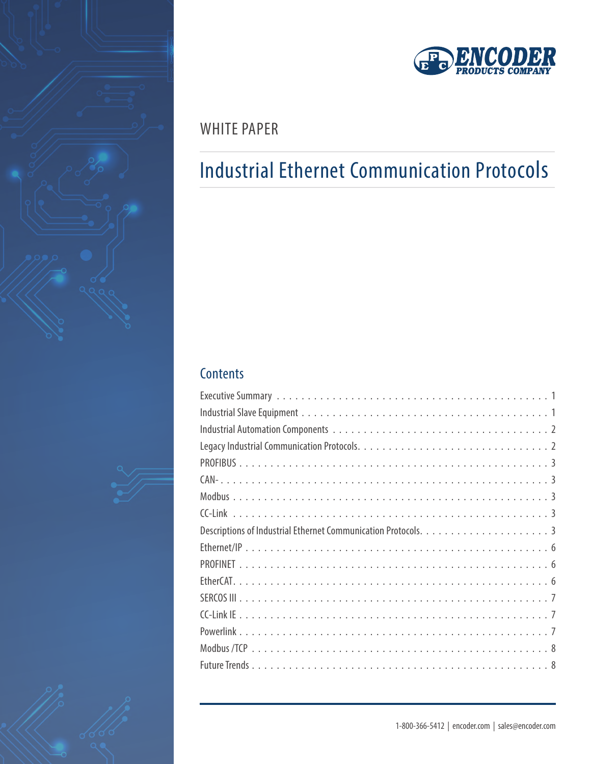ENCODER PRODUCTS COMPANY

WHITE PAPER

# Industrial Ethernet Communication Protocols

## Contents

Executive Summary . . . . . . . . . . . . . . . . . . . . . . . . . . . . . . . . . . . . . . . . . . . . . . 1
Industrial Slave Equipment . . . . . . . . . . . . . . . . . . . . . . . . . . . . . . . . . . . . . . . . . . 1
Industrial Automation Components . . . . . . . . . . . . . . . . . . . . . . . . . . . . . . . . . . . . 2
Legacy Industrial Communication Protocols. . . . . . . . . . . . . . . . . . . . . . . . . . . . . . . 2
PROFIBUS . . . . . . . . . . . . . . . . . . . . . . . . . . . . . . . . . . . . . . . . . . . . . . . . . . . 3
CAN- . . . . . . . . . . . . . . . . . . . . . . . . . . . . . . . . . . . . . . . . . . . . . . . . . . . . . . 3
Modbus . . . . . . . . . . . . . . . . . . . . . . . . . . . . . . . . . . . . . . . . . . . . . . . . . . . . . 3
CC-Link . . . . . . . . . . . . . . . . . . . . . . . . . . . . . . . . . . . . . . . . . . . . . . . . . . . . . 3
Descriptions of Industrial Ethernet Communication Protocols. . . . . . . . . . . . . . . . . . . . . 3
Ethernet/IP . . . . . . . . . . . . . . . . . . . . . . . . . . . . . . . . . . . . . . . . . . . . . . . . . . . 6
PROFINET . . . . . . . . . . . . . . . . . . . . . . . . . . . . . . . . . . . . . . . . . . . . . . . . . . . 6
EtherCAT. . . . . . . . . . . . . . . . . . . . . . . . . . . . . . . . . . . . . . . . . . . . . . . . . . . . . 6
SERCOS III . . . . . . . . . . . . . . . . . . . . . . . . . . . . . . . . . . . . . . . . . . . . . . . . . . . 7
CC-Link IE . . . . . . . . . . . . . . . . . . . . . . . . . . . . . . . . . . . . . . . . . . . . . . . . . . . . 7
Powerlink . . . . . . . . . . . . . . . . . . . . . . . . . . . . . . . . . . . . . . . . . . . . . . . . . . . . 7
Modbus /TCP . . . . . . . . . . . . . . . . . . . . . . . . . . . . . . . . . . . . . . . . . . . . . . . . . . 8
Future Trends . . . . . . . . . . . . . . . . . . . . . . . . . . . . . . . . . . . . . . . . . . . . . . . . . 8

1-800-366-5412 | encoder.com | sales@encoder.com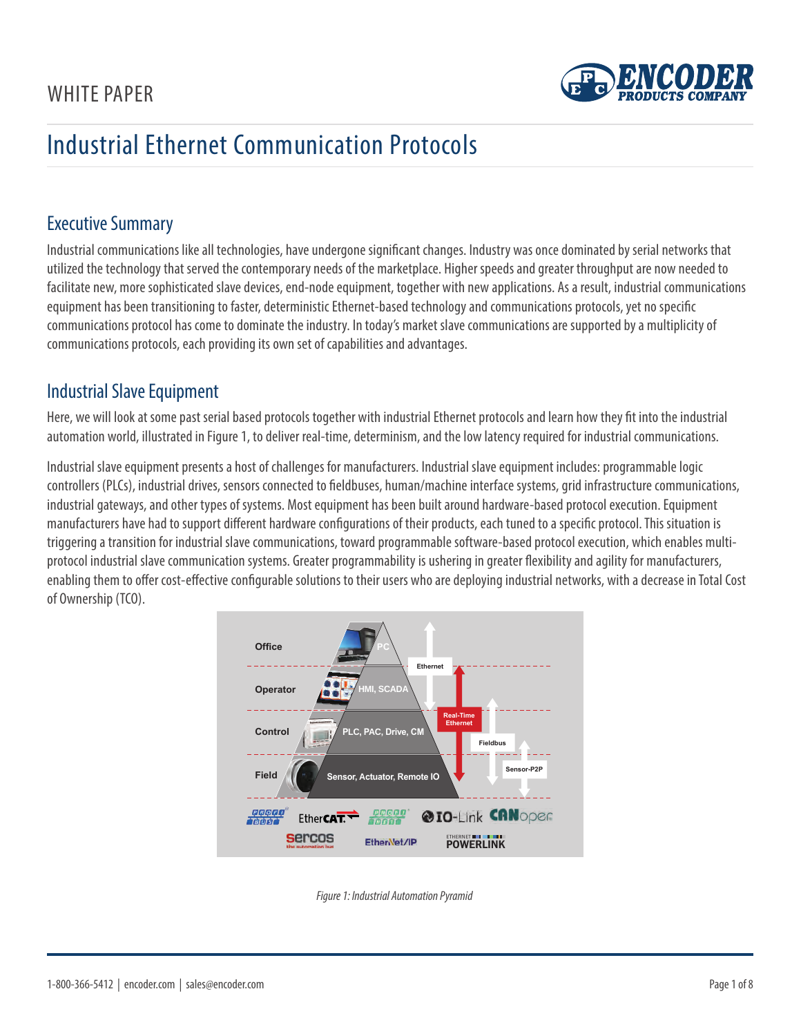WHITE PAPER

# Industrial Ethernet Communication Protocols

## Executive Summary

Industrial communications like all technologies, have undergone significant changes. Industry was once dominated by serial networks that utilized the technology that served the contemporary needs of the marketplace. Higher speeds and greater throughput are now needed to facilitate new, more sophisticated slave devices, end-node equipment, together with new applications. As a result, industrial communications equipment has been transitioning to faster, deterministic Ethernet-based technology and communications protocols, yet no specific communications protocol has come to dominate the industry. In today's market slave communications are supported by a multiplicity of communications protocols, each providing its own set of capabilities and advantages.

## Industrial Slave Equipment

Here, we will look at some past serial based protocols together with industrial Ethernet protocols and learn how they fit into the industrial automation world, illustrated in Figure 1, to deliver real-time, determinism, and the low latency required for industrial communications.

Industrial slave equipment presents a host of challenges for manufacturers. Industrial slave equipment includes: programmable logic controllers (PLCs), industrial drives, sensors connected to fieldbuses, human/machine interface systems, grid infrastructure communications, industrial gateways, and other types of systems. Most equipment has been built around hardware-based protocol execution. Equipment manufacturers have had to support different hardware configurations of their products, each tuned to a specific protocol. This situation is triggering a transition for industrial slave communications, toward programmable software-based protocol execution, which enables multi-protocol industrial slave communication systems. Greater programmability is ushering in greater flexibility and agility for manufacturers, enabling them to offer cost-effective configurable solutions to their users who are deploying industrial networks, with a decrease in Total Cost of Ownership (TCO).

*Figure 1: Industrial Automation Pyramid*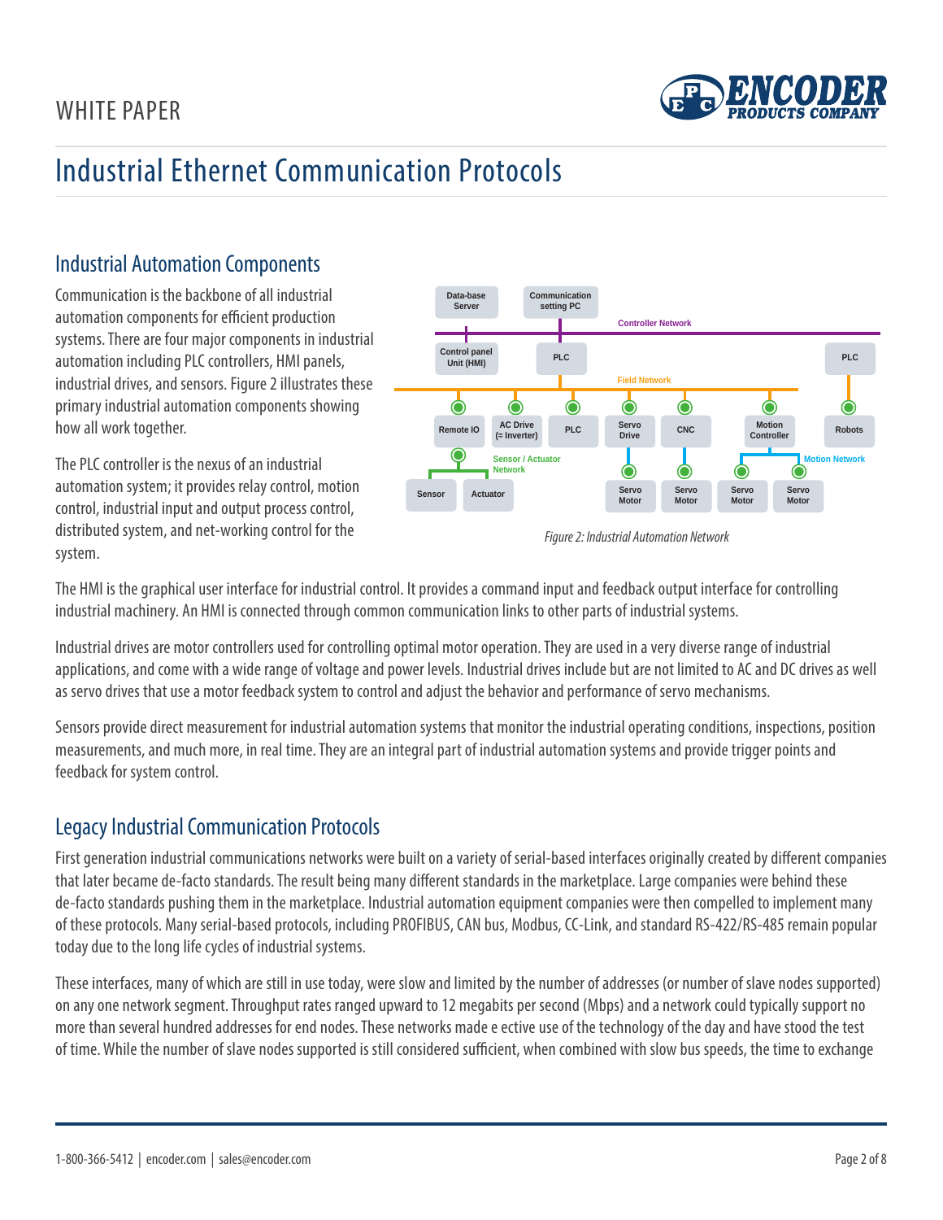## Industrial Automation Components

Communication is the backbone of all industrial automation components for efficient production systems. There are four major components in industrial automation including PLC controllers, HMI panels, industrial drives, and sensors. Figure 2 illustrates these primary industrial automation components showing how all work together.

The PLC controller is the nexus of an industrial automation system; it provides relay control, motion control, industrial input and output process control, distributed system, and net-working control for the system.

*Figure 2: Industrial Automation Network*

The HMI is the graphical user interface for industrial control. It provides a command input and feedback output interface for controlling industrial machinery. An HMI is connected through common communication links to other parts of industrial systems.

Industrial drives are motor controllers used for controlling optimal motor operation. They are used in a very diverse range of industrial applications, and come with a wide range of voltage and power levels. Industrial drives include but are not limited to AC and DC drives as well as servo drives that use a motor feedback system to control and adjust the behavior and performance of servo mechanisms.

Sensors provide direct measurement for industrial automation systems that monitor the industrial operating conditions, inspections, position measurements, and much more, in real time. They are an integral part of industrial automation systems and provide trigger points and feedback for system control.

## Legacy Industrial Communication Protocols

First generation industrial communications networks were built on a variety of serial-based interfaces originally created by different companies that later became de-facto standards. The result being many different standards in the marketplace. Large companies were behind these de-facto standards pushing them in the marketplace. Industrial automation equipment companies were then compelled to implement many of these protocols. Many serial-based protocols, including PROFIBUS, CAN bus, Modbus, CC-Link, and standard RS-422/RS-485 remain popular today due to the long life cycles of industrial systems.

These interfaces, many of which are still in use today, were slow and limited by the number of addresses (or number of slave nodes supported) on any one network segment. Throughput rates ranged upward to 12 megabits per second (Mbps) and a network could typically support no more than several hundred addresses for end nodes. These networks made e ective use of the technology of the day and have stood the test of time. While the number of slave nodes supported is still considered sufficient, when combined with slow bus speeds, the time to exchange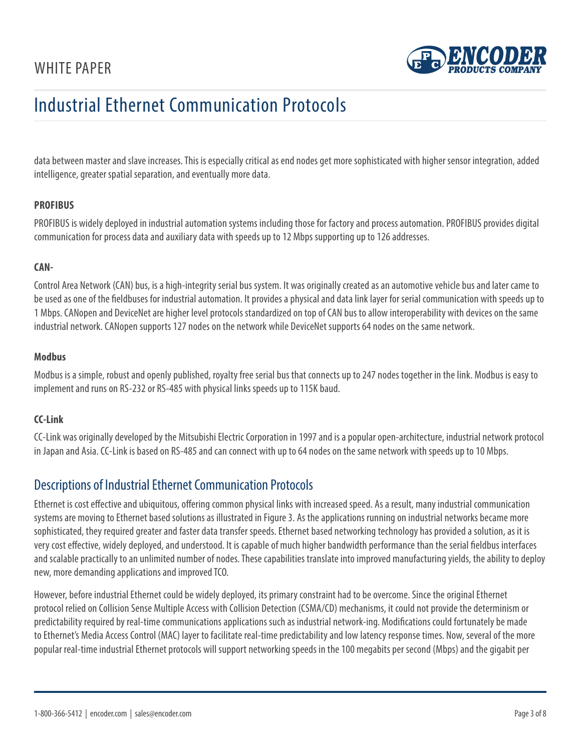data between master and slave increases. This is especially critical as end nodes get more sophisticated with higher sensor integration, added intelligence, greater spatial separation, and eventually more data.

### PROFIBUS

PROFIBUS is widely deployed in industrial automation systems including those for factory and process automation. PROFIBUS provides digital communication for process data and auxiliary data with speeds up to 12 Mbps supporting up to 126 addresses.

### CAN-

Control Area Network (CAN) bus, is a high-integrity serial bus system. It was originally created as an automotive vehicle bus and later came to be used as one of the fieldbuses for industrial automation. It provides a physical and data link layer for serial communication with speeds up to 1 Mbps. CANopen and DeviceNet are higher level protocols standardized on top of CAN bus to allow interoperability with devices on the same industrial network. CANopen supports 127 nodes on the network while DeviceNet supports 64 nodes on the same network.

### Modbus

Modbus is a simple, robust and openly published, royalty free serial bus that connects up to 247 nodes together in the link. Modbus is easy to implement and runs on RS-232 or RS-485 with physical links speeds up to 115K baud.

### CC-Link

CC-Link was originally developed by the Mitsubishi Electric Corporation in 1997 and is a popular open-architecture, industrial network protocol in Japan and Asia. CC-Link is based on RS-485 and can connect with up to 64 nodes on the same network with speeds up to 10 Mbps.

## Descriptions of Industrial Ethernet Communication Protocols

Ethernet is cost effective and ubiquitous, offering common physical links with increased speed. As a result, many industrial communication systems are moving to Ethernet based solutions as illustrated in Figure 3. As the applications running on industrial networks became more sophisticated, they required greater and faster data transfer speeds. Ethernet based networking technology has provided a solution, as it is very cost effective, widely deployed, and understood. It is capable of much higher bandwidth performance than the serial fieldbus interfaces and scalable practically to an unlimited number of nodes. These capabilities translate into improved manufacturing yields, the ability to deploy new, more demanding applications and improved TCO.

However, before industrial Ethernet could be widely deployed, its primary constraint had to be overcome. Since the original Ethernet protocol relied on Collision Sense Multiple Access with Collision Detection (CSMA/CD) mechanisms, it could not provide the determinism or predictability required by real-time communications applications such as industrial network-ing. Modifications could fortunately be made to Ethernet's Media Access Control (MAC) layer to facilitate real-time predictability and low latency response times. Now, several of the more popular real-time industrial Ethernet protocols will support networking speeds in the 100 megabits per second (Mbps) and the gigabit per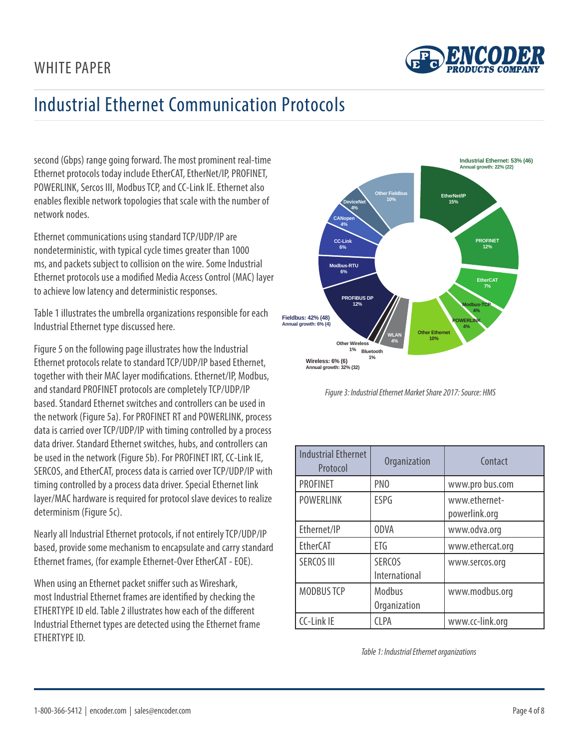# Industrial Ethernet Communication Protocols

second (Gbps) range going forward. The most prominent real-time Ethernet protocols today include EtherCAT, EtherNet/IP, PROFINET, POWERLINK, Sercos III, Modbus TCP, and CC-Link IE. Ethernet also enables flexible network topologies that scale with the number of network nodes.

Ethernet communications using standard TCP/UDP/IP are nondeterministic, with typical cycle times greater than 1000 ms, and packets subject to collision on the wire. Some Industrial Ethernet protocols use a modified Media Access Control (MAC) layer to achieve low latency and deterministic responses.

Table 1 illustrates the umbrella organizations responsible for each Industrial Ethernet type discussed here.

Figure 5 on the following page illustrates how the Industrial Ethernet protocols relate to standard TCP/UDP/IP based Ethernet, together with their MAC layer modifications. Ethernet/IP, Modbus, and standard PROFINET protocols are completely TCP/UDP/IP based. Standard Ethernet switches and controllers can be used in the network (Figure 5a). For PROFINET RT and POWERLINK, process data is carried over TCP/UDP/IP with timing controlled by a process data driver. Standard Ethernet switches, hubs, and controllers can be used in the network (Figure 5b). For PROFINET IRT, CC-Link IE, SERCOS, and EtherCAT, process data is carried over TCP/UDP/IP with timing controlled by a process data driver. Special Ethernet link layer/MAC hardware is required for protocol slave devices to realize determinism (Figure 5c).

Nearly all Industrial Ethernet protocols, if not entirely TCP/UDP/IP based, provide some mechanism to encapsulate and carry standard Ethernet frames, (for example Ethernet-Over EtherCAT - EOE).

When using an Ethernet packet sniffer such as Wireshark, most Industrial Ethernet frames are identified by checking the ETHERTYPE ID eld. Table 2 illustrates how each of the different Industrial Ethernet types are detected using the Ethernet frame ETHERTYPE ID.

Industrial Ethernet: 53% (46)
Annual growth: 22% (22)

EtherNet/IP 15%
PROFINET 12%
EtherCAT 7%
Modbus-TCP 4%
POWERLINK 4%
Other Ethernet 10%

Fieldbus: 42% (48)
Annual growth: 6% (4)

PROFIBUS DP 12%
Modbus-RTU 6%
CC-Link 6%
CANopen 4%
DeviceNet 4%
Other Fieldbus 10%

Wireless: 6% (6)
Annual growth: 32% (32)

WLAN 4%
Bluetooth 1%
Other Wireless 1%

*Figure 3: Industrial Ethernet Market Share 2017: Source: HMS*

| Industrial Ethernet Protocol | Organization | Contact |
|---|---|---|
| PROFINET | PNO | www.pro bus.com |
| POWERLINK | ESPG | www.ethernet-powerlink.org |
| Ethernet/IP | ODVA | www.odva.org |
| EtherCAT | ETG | www.ethercat.org |
| SERCOS III | SERCOS International | www.sercos.org |
| MODBUS TCP | Modbus Organization | www.modbus.org |
| CC-Link IE | CLPA | www.cc-link.org |

*Table 1: Industrial Ethernet organizations*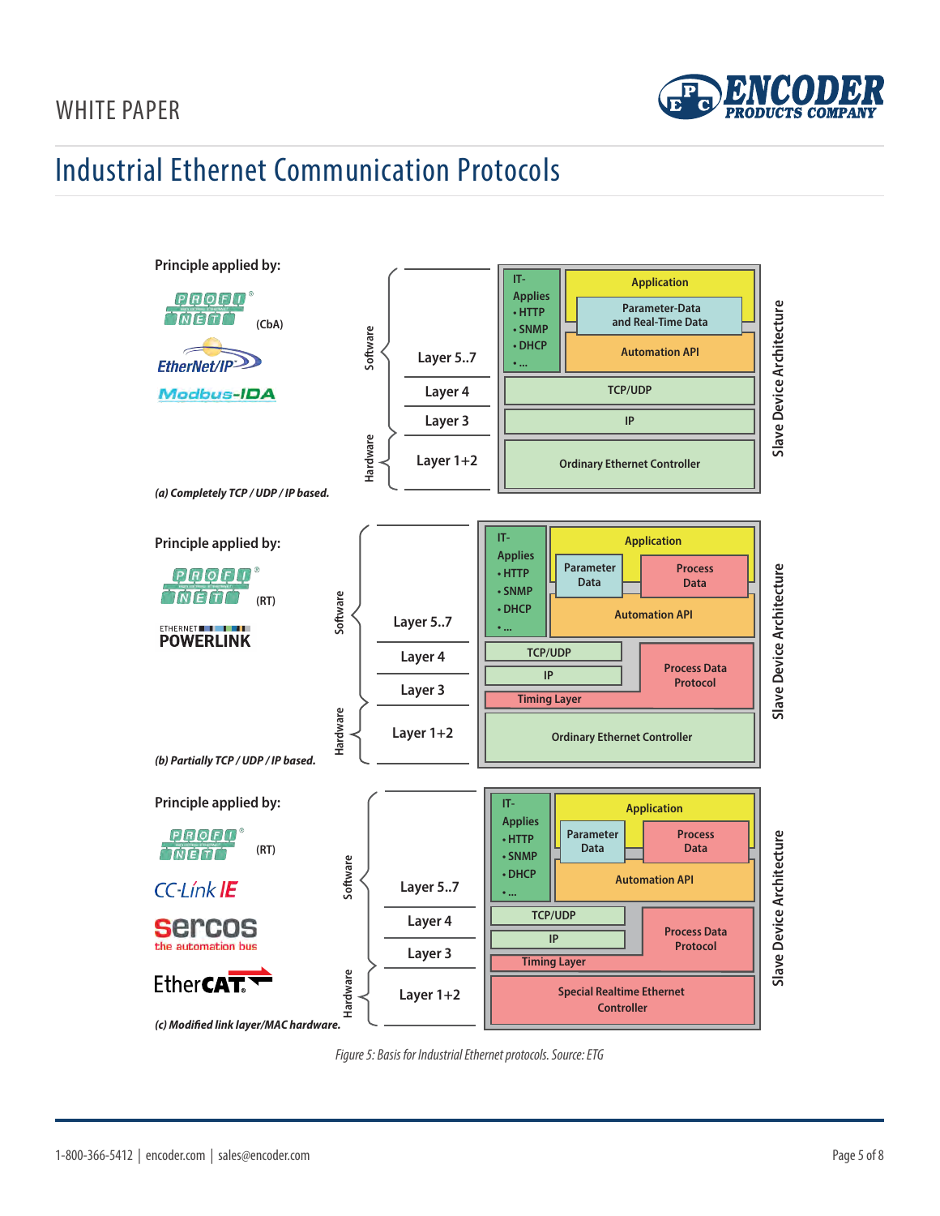# Industrial Ethernet Communication Protocols

**Principle applied by:**

PROFINET (CbA)

EtherNet/IP

Modbus-IDA

*(a) Completely TCP / UDP / IP based.*

| | Layer | Slave Device Architecture |
|---|---|---|
| Software | Layer 5..7 | IT-Applies • HTTP • SNMP • DHCP • ... / Application: Parameter-Data and Real-Time Data; Automation API |
| Software | Layer 4 | TCP/UDP |
| Software | Layer 3 | IP |
| Hardware | Layer 1+2 | Ordinary Ethernet Controller |

**Principle applied by:**

PROFINET (RT)

ETHERNET POWERLINK

*(b) Partially TCP / UDP / IP based.*

| | Layer | Slave Device Architecture |
|---|---|---|
| Software | Layer 5..7 | IT-Applies • HTTP • SNMP • DHCP • ... / Application: Parameter Data; Process Data; Automation API |
| Software | Layer 4 | TCP/UDP; Process Data Protocol |
| Software | Layer 3 | IP; Timing Layer |
| Hardware | Layer 1+2 | Ordinary Ethernet Controller |

**Principle applied by:**

PROFINET (RT)

CC-Link IE

sercos the automation bus

EtherCAT

*(c) Modified link layer/MAC hardware.*

| | Layer | Slave Device Architecture |
|---|---|---|
| Software | Layer 5..7 | IT-Applies • HTTP • SNMP • DHCP • ... / Application: Parameter Data; Process Data; Automation API |
| Software | Layer 4 | TCP/UDP; Process Data Protocol |
| Software | Layer 3 | IP; Timing Layer |
| Hardware | Layer 1+2 | Special Realtime Ethernet Controller |

*Figure 5: Basis for Industrial Ethernet protocols. Source: ETG*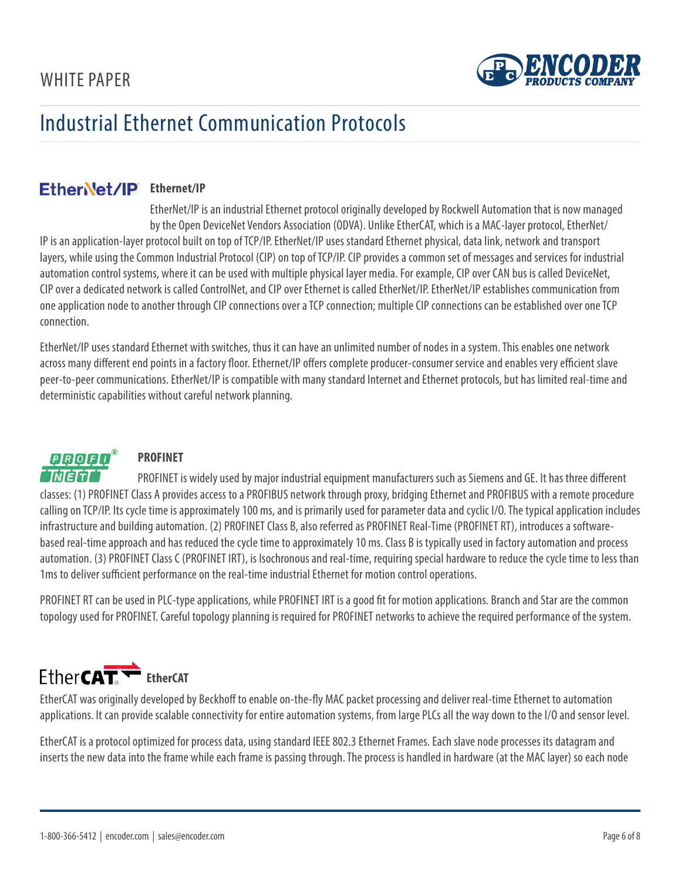## Ethernet/IP

EtherNet/IP is an industrial Ethernet protocol originally developed by Rockwell Automation that is now managed by the Open DeviceNet Vendors Association (ODVA). Unlike EtherCAT, which is a MAC-layer protocol, EtherNet/IP is an application-layer protocol built on top of TCP/IP. EtherNet/IP uses standard Ethernet physical, data link, network and transport layers, while using the Common Industrial Protocol (CIP) on top of TCP/IP. CIP provides a common set of messages and services for industrial automation control systems, where it can be used with multiple physical layer media. For example, CIP over CAN bus is called DeviceNet, CIP over a dedicated network is called ControlNet, and CIP over Ethernet is called EtherNet/IP. EtherNet/IP establishes communication from one application node to another through CIP connections over a TCP connection; multiple CIP connections can be established over one TCP connection.

EtherNet/IP uses standard Ethernet with switches, thus it can have an unlimited number of nodes in a system. This enables one network across many different end points in a factory floor. Ethernet/IP offers complete producer-consumer service and enables very efficient slave peer-to-peer communications. EtherNet/IP is compatible with many standard Internet and Ethernet protocols, but has limited real-time and deterministic capabilities without careful network planning.

## PROFINET

PROFINET is widely used by major industrial equipment manufacturers such as Siemens and GE. It has three different classes: (1) PROFINET Class A provides access to a PROFIBUS network through proxy, bridging Ethernet and PROFIBUS with a remote procedure calling on TCP/IP. Its cycle time is approximately 100 ms, and is primarily used for parameter data and cyclic I/O. The typical application includes infrastructure and building automation. (2) PROFINET Class B, also referred as PROFINET Real-Time (PROFINET RT), introduces a software-based real-time approach and has reduced the cycle time to approximately 10 ms. Class B is typically used in factory automation and process automation. (3) PROFINET Class C (PROFINET IRT), is Isochronous and real-time, requiring special hardware to reduce the cycle time to less than 1ms to deliver sufficient performance on the real-time industrial Ethernet for motion control operations.

PROFINET RT can be used in PLC-type applications, while PROFINET IRT is a good fit for motion applications. Branch and Star are the common topology used for PROFINET. Careful topology planning is required for PROFINET networks to achieve the required performance of the system.

## EtherCAT

EtherCAT was originally developed by Beckhoff to enable on-the-fly MAC packet processing and deliver real-time Ethernet to automation applications. It can provide scalable connectivity for entire automation systems, from large PLCs all the way down to the I/O and sensor level.

EtherCAT is a protocol optimized for process data, using standard IEEE 802.3 Ethernet Frames. Each slave node processes its datagram and inserts the new data into the frame while each frame is passing through. The process is handled in hardware (at the MAC layer) so each node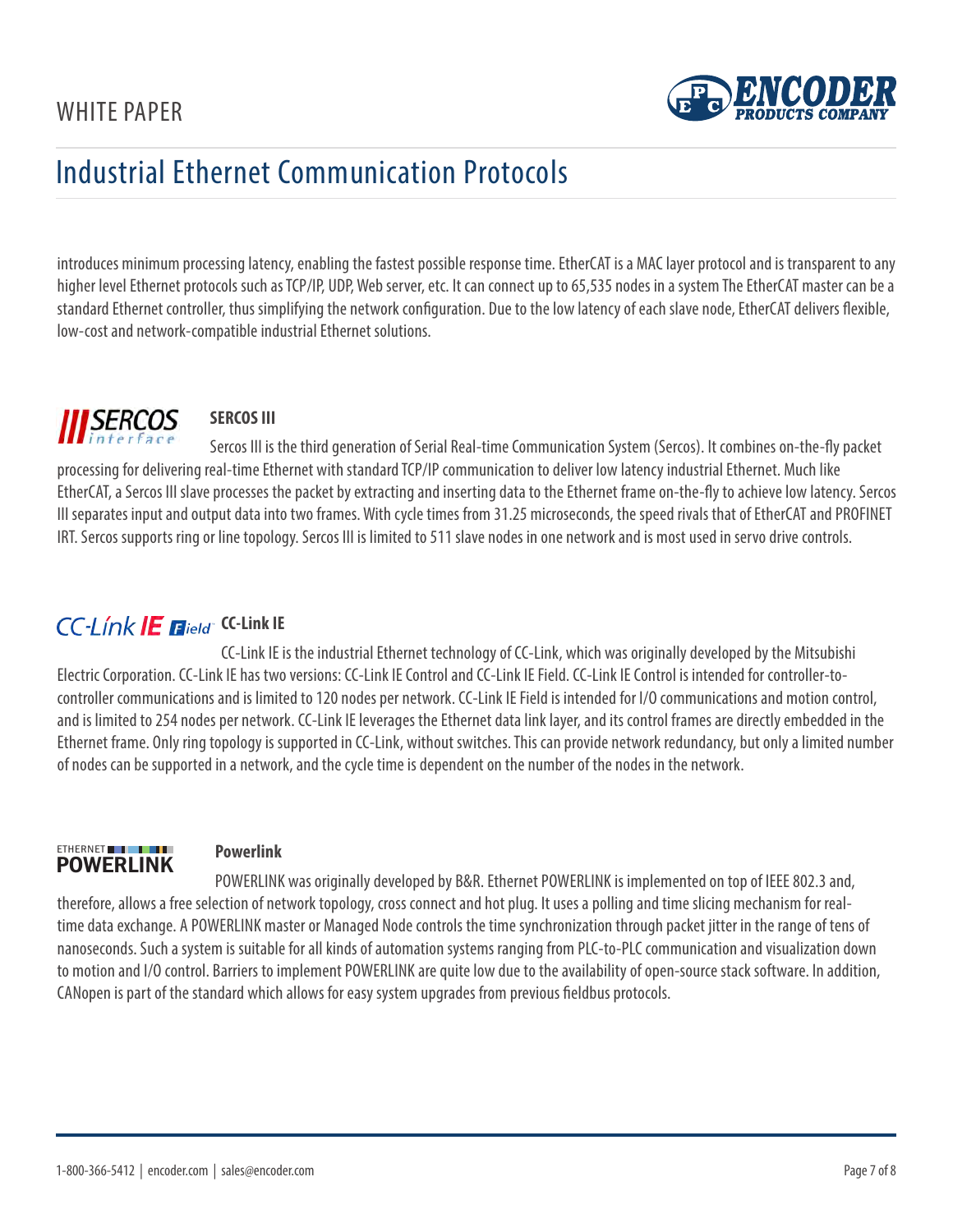introduces minimum processing latency, enabling the fastest possible response time. EtherCAT is a MAC layer protocol and is transparent to any higher level Ethernet protocols such as TCP/IP, UDP, Web server, etc. It can connect up to 65,535 nodes in a system The EtherCAT master can be a standard Ethernet controller, thus simplifying the network configuration. Due to the low latency of each slave node, EtherCAT delivers flexible, low-cost and network-compatible industrial Ethernet solutions.

### SERCOS III

Sercos III is the third generation of Serial Real-time Communication System (Sercos). It combines on-the-fly packet processing for delivering real-time Ethernet with standard TCP/IP communication to deliver low latency industrial Ethernet. Much like EtherCAT, a Sercos III slave processes the packet by extracting and inserting data to the Ethernet frame on-the-fly to achieve low latency. Sercos III separates input and output data into two frames. With cycle times from 31.25 microseconds, the speed rivals that of EtherCAT and PROFINET IRT. Sercos supports ring or line topology. Sercos III is limited to 511 slave nodes in one network and is most used in servo drive controls.

### CC-Link IE

CC-Link IE is the industrial Ethernet technology of CC-Link, which was originally developed by the Mitsubishi Electric Corporation. CC-Link IE has two versions: CC-Link IE Control and CC-Link IE Field. CC-Link IE Control is intended for controller-to-controller communications and is limited to 120 nodes per network. CC-Link IE Field is intended for I/O communications and motion control, and is limited to 254 nodes per network. CC-Link IE leverages the Ethernet data link layer, and its control frames are directly embedded in the Ethernet frame. Only ring topology is supported in CC-Link, without switches. This can provide network redundancy, but only a limited number of nodes can be supported in a network, and the cycle time is dependent on the number of the nodes in the network.

### Powerlink

POWERLINK was originally developed by B&R. Ethernet POWERLINK is implemented on top of IEEE 802.3 and, therefore, allows a free selection of network topology, cross connect and hot plug. It uses a polling and time slicing mechanism for real-time data exchange. A POWERLINK master or Managed Node controls the time synchronization through packet jitter in the range of tens of nanoseconds. Such a system is suitable for all kinds of automation systems ranging from PLC-to-PLC communication and visualization down to motion and I/O control. Barriers to implement POWERLINK are quite low due to the availability of open-source stack software. In addition, CANopen is part of the standard which allows for easy system upgrades from previous fieldbus protocols.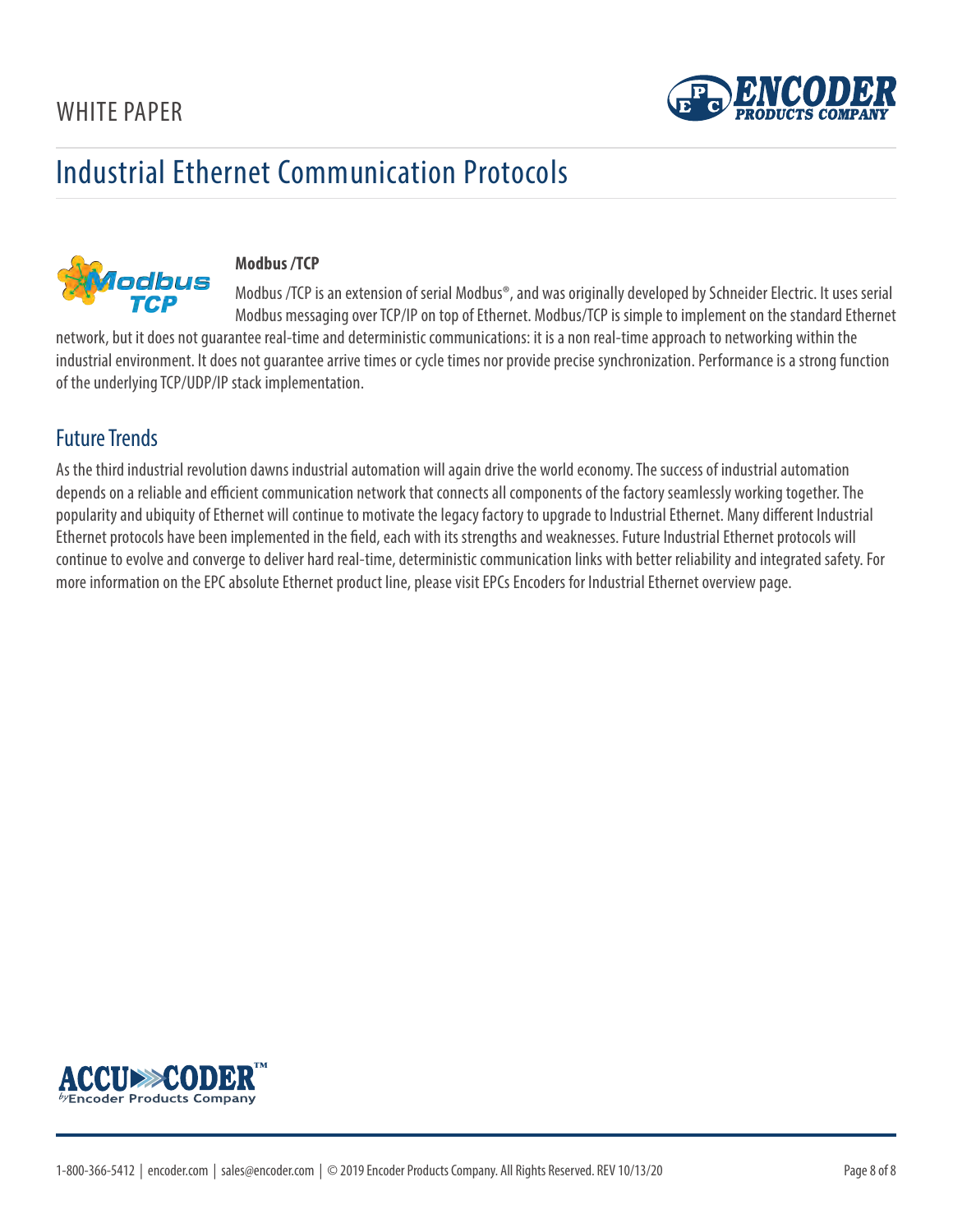### Modbus /TCP

Modbus /TCP is an extension of serial Modbus®, and was originally developed by Schneider Electric. It uses serial Modbus messaging over TCP/IP on top of Ethernet. Modbus/TCP is simple to implement on the standard Ethernet network, but it does not guarantee real-time and deterministic communications: it is a non real-time approach to networking within the industrial environment. It does not guarantee arrive times or cycle times nor provide precise synchronization. Performance is a strong function of the underlying TCP/UDP/IP stack implementation.

## Future Trends

As the third industrial revolution dawns industrial automation will again drive the world economy. The success of industrial automation depends on a reliable and efficient communication network that connects all components of the factory seamlessly working together. The popularity and ubiquity of Ethernet will continue to motivate the legacy factory to upgrade to Industrial Ethernet. Many different Industrial Ethernet protocols have been implemented in the field, each with its strengths and weaknesses. Future Industrial Ethernet protocols will continue to evolve and converge to deliver hard real-time, deterministic communication links with better reliability and integrated safety. For more information on the EPC absolute Ethernet product line, please visit EPCs Encoders for Industrial Ethernet overview page.